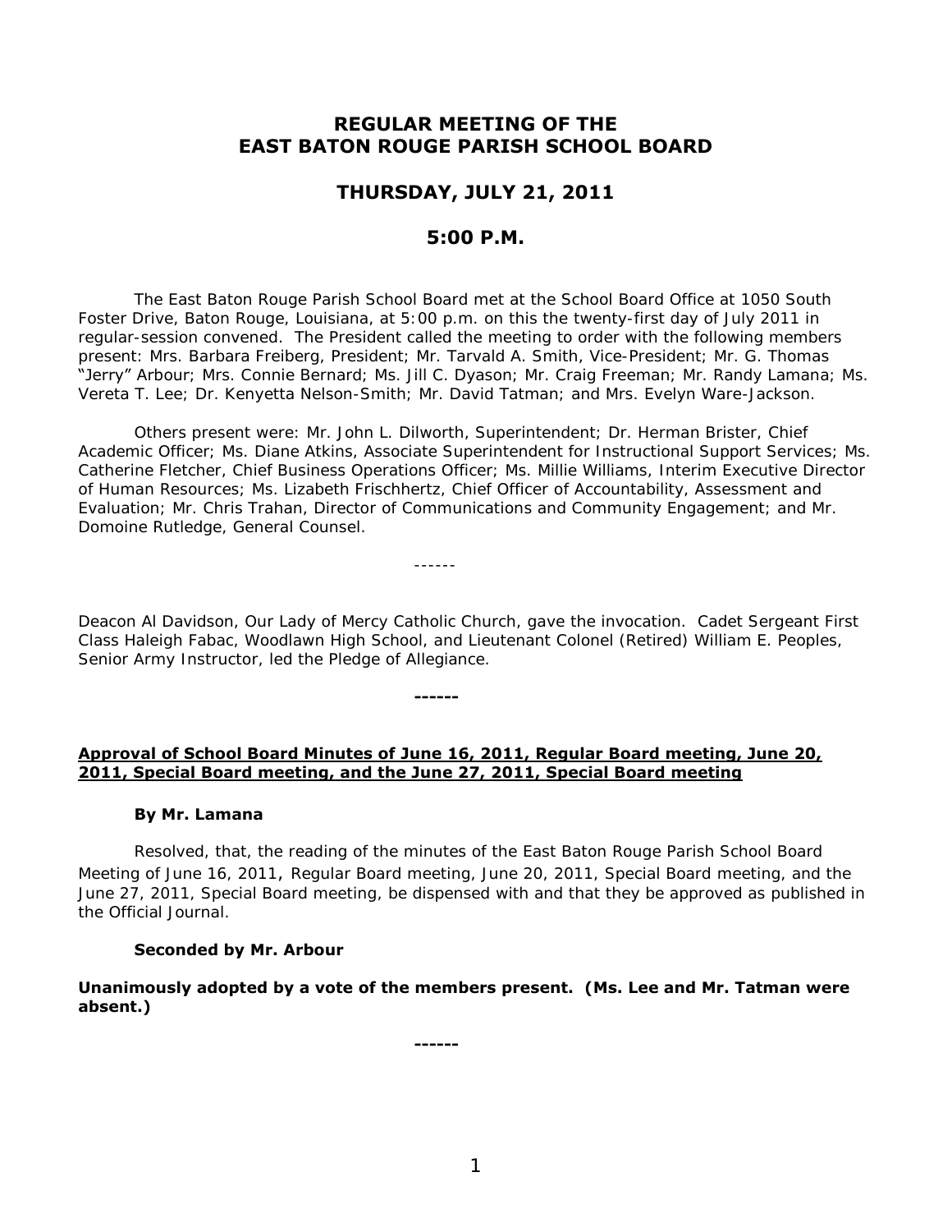# REGULAR MEETING OF THE EAST BATON ROUGE PARISH SCHOOL BOARD

## THURSDAY, JULY 21, 2011

## 5:00 P.M.

The East Baton Rouge Parish School Board met at the School Board Office at 1050 South Foster Drive, Baton Rouge, Louisiana, at 5:00 p.m. on this the twenty-first day of July 2011 in regular-session convened. The President called the meeting to order with the following members present: Mrs. Barbara Freiberg, President; Mr. Tarvald A. Smith, Vice-President; Mr. G. Thomas "Jerry" Arbour; Mrs. Connie Bernard; Ms. Jill C. Dyason; Mr. Craig Freeman; Mr. Randy Lamana; Ms. Vereta T. Lee; Dr. Kenyetta Nelson-Smith; Mr. David Tatman; and Mrs. Evelyn Ware-Jackson.

Others present were: Mr. John L. Dilworth, Superintendent; Dr. Herman Brister, Chief Academic Officer; Ms. Diane Atkins, Associate Superintendent for Instructional Support Services; Ms. Catherine Fletcher, Chief Business Operations Officer; Ms. Millie Williams, Interim Executive Director of Human Resources; Ms. Lizabeth Frischhertz, Chief Officer of Accountability, Assessment and Evaluation; Mr. Chris Trahan, Director of Communications and Community Engagement; and Mr. Domoine Rutledge, General Counsel.

------

Deacon Al Davidson, Our Lady of Mercy Catholic Church, gave the invocation. Cadet Sergeant First Class Haleigh Fabac, Woodlawn High School, and Lieutenant Colonel (Retired) William E. Peoples, Senior Army Instructor, led the Pledge of Allegiance.

**------**

**Approval of School Board Minutes of June 16, 2011, Regular Board meeting, June 20, 2011, Special Board meeting, and the June 27, 2011, Special Board meeting**

**By Mr. Lamana**

Resolved, that, the reading of the minutes of the East Baton Rouge Parish School Board Meeting of June 16, 2011, Regular Board meeting, June 20, 2011, Special Board meeting, and the June 27, 2011, Special Board meeting, be dispensed with and that they be approved as published in the Official Journal.

**Seconded by Mr. Arbour**

**Unanimously adopted by a vote of the members present. (Ms. Lee and Mr. Tatman were absent.)**

**------**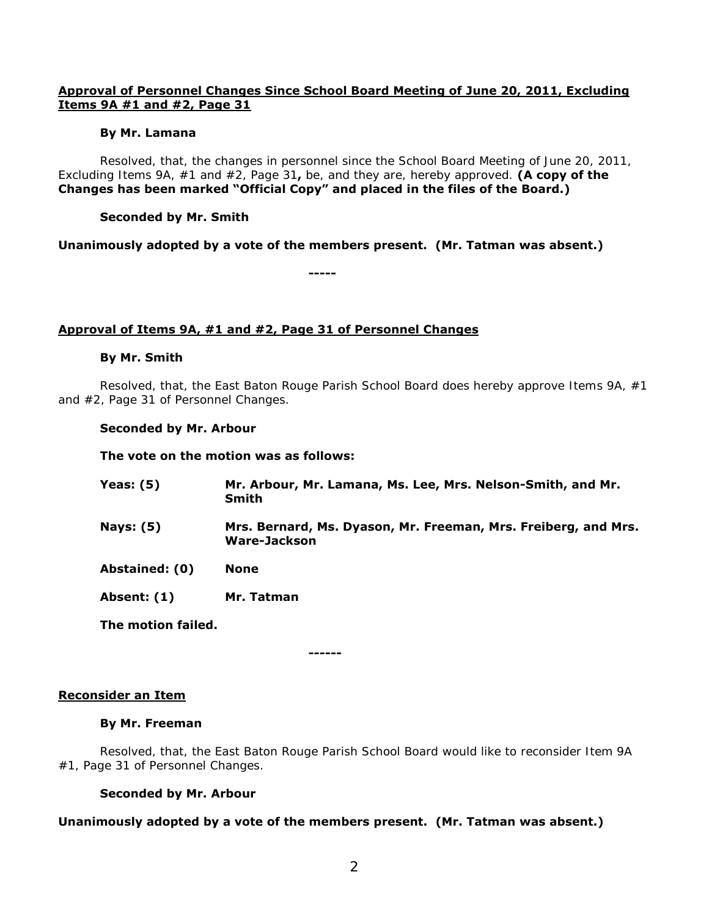**Approval of Personnel Changes Since School Board Meeting of June 20, 2011, Excluding Items 9A #1 and #2, Page 31**

**By Mr. Lamana**

*Resolved, that, the changes in personnel since the School Board Meeting of June 20, 2011, Excluding Items 9A, #1 and #2, Page 31, be, and they are, hereby approved.* **(A copy of the Changes has been marked "Official Copy" and placed in the files of the Board.)**

**Seconded by Mr. Smith**

**Unanimously adopted by a vote of the members present. (Mr. Tatman was absent.)**

**-----**

**Approval of Items 9A, #1 and #2, Page 31 of Personnel Changes**

**By Mr. Smith**

*Resolved, that, the East Baton Rouge Parish School Board does hereby approve Items 9A, #1 and #2, Page 31 of Personnel Changes.*

**Seconded by Mr. Arbour**

**The vote on the motion was as follows:**

| | |
|---|---|
| **Yeas: (5)** | **Mr. Arbour, Mr. Lamana, Ms. Lee, Mrs. Nelson-Smith, and Mr. Smith** |
| **Nays: (5)** | **Mrs. Bernard, Ms. Dyason, Mr. Freeman, Mrs. Freiberg, and Mrs. Ware-Jackson** |
| **Abstained: (0)** | **None** |
| **Absent: (1)** | **Mr. Tatman** |

**The motion failed.**

**------**

**Reconsider an Item**

**By Mr. Freeman**

*Resolved, that, the East Baton Rouge Parish School Board would like to reconsider Item 9A #1, Page 31 of Personnel Changes.*

**Seconded by Mr. Arbour**

**Unanimously adopted by a vote of the members present. (Mr. Tatman was absent.)**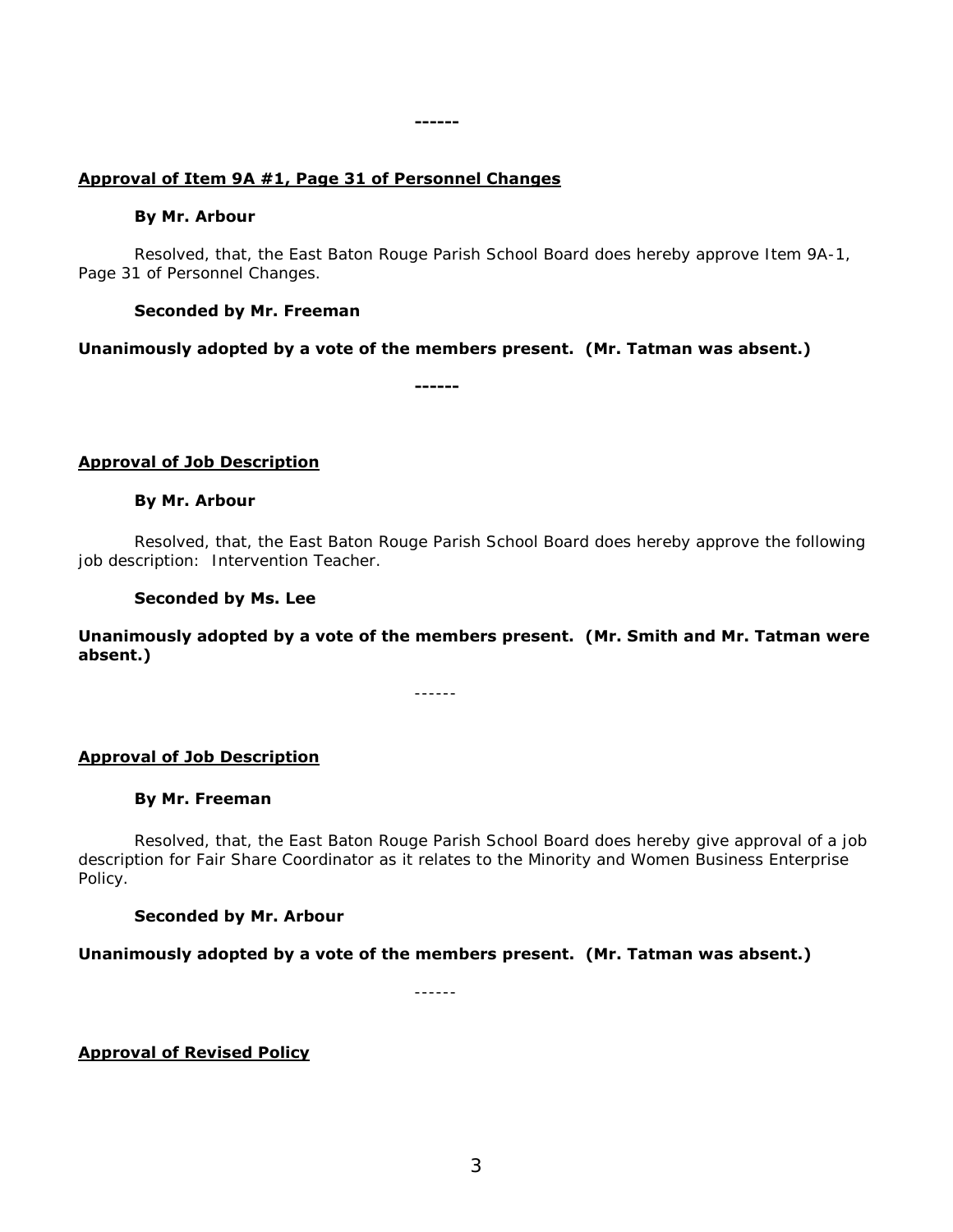------

**Approval of Item 9A #1, Page 31 of Personnel Changes**

**By Mr. Arbour**

Resolved, that, the East Baton Rouge Parish School Board does hereby approve Item 9A-1, Page 31 of Personnel Changes.

**Seconded by Mr. Freeman**

**Unanimously adopted by a vote of the members present. (Mr. Tatman was absent.)**

------

**Approval of Job Description**

**By Mr. Arbour**

Resolved, that, the East Baton Rouge Parish School Board does hereby approve the following job description: Intervention Teacher.

**Seconded by Ms. Lee**

**Unanimously adopted by a vote of the members present. (Mr. Smith and Mr. Tatman were absent.)**

------

**Approval of Job Description**

**By Mr. Freeman**

Resolved, that, the East Baton Rouge Parish School Board does hereby give approval of a job description for Fair Share Coordinator as it relates to the Minority and Women Business Enterprise Policy.

**Seconded by Mr. Arbour**

**Unanimously adopted by a vote of the members present. (Mr. Tatman was absent.)**

------

**Approval of Revised Policy**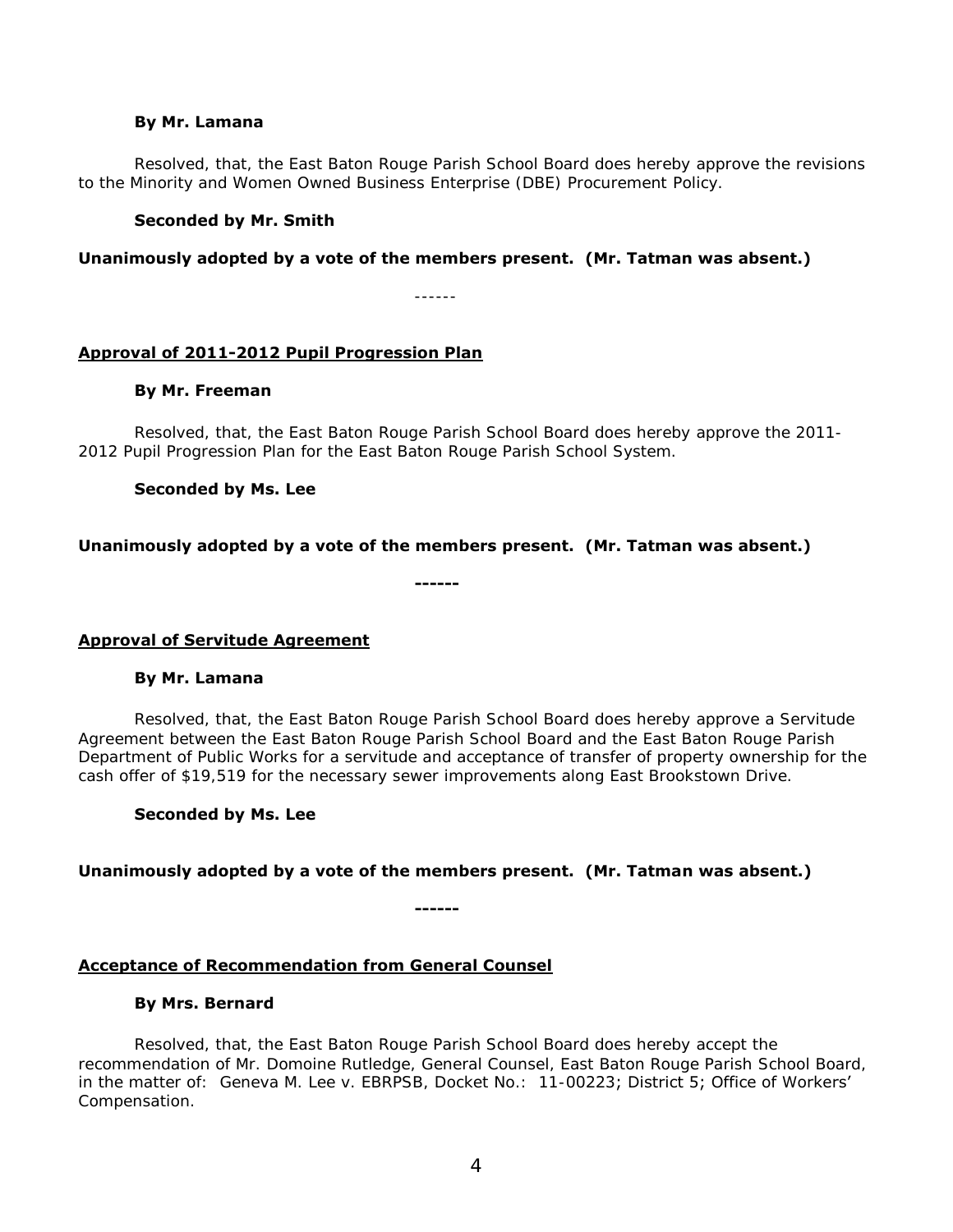**By Mr. Lamana**

Resolved, that, the East Baton Rouge Parish School Board does hereby approve the revisions to the Minority and Women Owned Business Enterprise (DBE) Procurement Policy.

**Seconded by Mr. Smith**

**Unanimously adopted by a vote of the members present. (Mr. Tatman was absent.)**

------

**Approval of 2011-2012 Pupil Progression Plan**

**By Mr. Freeman**

Resolved, that, the East Baton Rouge Parish School Board does hereby approve the 2011-2012 Pupil Progression Plan for the East Baton Rouge Parish School System.

**Seconded by Ms. Lee**

**Unanimously adopted by a vote of the members present. (Mr. Tatman was absent.)**

**------**

**Approval of Servitude Agreement**

**By Mr. Lamana**

Resolved, that, the East Baton Rouge Parish School Board does hereby approve a Servitude Agreement between the East Baton Rouge Parish School Board and the East Baton Rouge Parish Department of Public Works for a servitude and acceptance of transfer of property ownership for the cash offer of $19,519 for the necessary sewer improvements along East Brookstown Drive.

**Seconded by Ms. Lee**

**Unanimously adopted by a vote of the members present. (Mr. Tatman was absent.)**

**------**

**Acceptance of Recommendation from General Counsel**

**By Mrs. Bernard**

Resolved, that, the East Baton Rouge Parish School Board does hereby accept the recommendation of Mr. Domoine Rutledge, General Counsel, East Baton Rouge Parish School Board, in the matter of: Geneva M. Lee v. EBRPSB, Docket No.: 11-00223; District 5; Office of Workers' Compensation.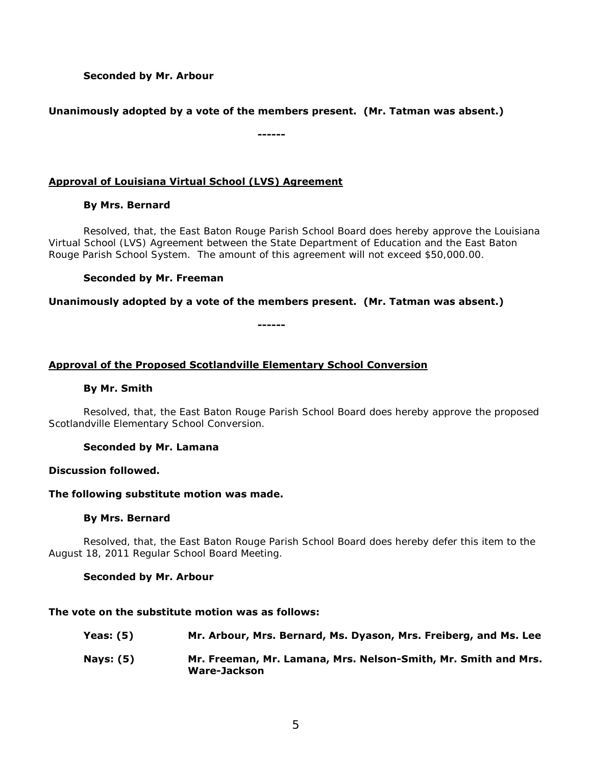**Seconded by Mr. Arbour**

**Unanimously adopted by a vote of the members present. (Mr. Tatman was absent.)**

**------**

**<u>Approval of Louisiana Virtual School (LVS) Agreement</u>**

**By Mrs. Bernard**

*Resolved, that, the East Baton Rouge Parish School Board does hereby approve the Louisiana Virtual School (LVS) Agreement between the State Department of Education and the East Baton Rouge Parish School System. The amount of this agreement will not exceed $50,000.00.*

**Seconded by Mr. Freeman**

**Unanimously adopted by a vote of the members present. (Mr. Tatman was absent.)**

**------**

**<u>Approval of the Proposed Scotlandville Elementary School Conversion</u>**

**By Mr. Smith**

*Resolved, that, the East Baton Rouge Parish School Board does hereby approve the proposed Scotlandville Elementary School Conversion.*

**Seconded by Mr. Lamana**

**Discussion followed.**

**The following substitute motion was made.**

**By Mrs. Bernard**

*Resolved, that, the East Baton Rouge Parish School Board does hereby defer this item to the August 18, 2011 Regular School Board Meeting.*

**Seconded by Mr. Arbour**

**The vote on the substitute motion was as follows:**

**Yeas: (5)** **Mr. Arbour, Mrs. Bernard, Ms. Dyason, Mrs. Freiberg, and Ms. Lee**

**Nays: (5)** **Mr. Freeman, Mr. Lamana, Mrs. Nelson-Smith, Mr. Smith and Mrs. Ware-Jackson**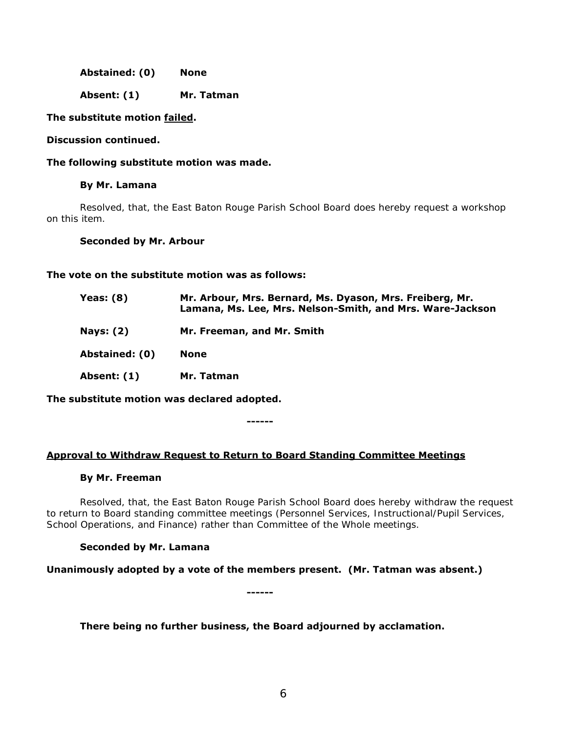**Abstained: (0)** **None**

**Absent: (1)** **Mr. Tatman**

**The substitute motion failed.**

**Discussion continued.**

**The following substitute motion was made.**

**By Mr. Lamana**

Resolved, that, the East Baton Rouge Parish School Board does hereby request a workshop on this item.

**Seconded by Mr. Arbour**

**The vote on the substitute motion was as follows:**

**Yeas: (8)** **Mr. Arbour, Mrs. Bernard, Ms. Dyason, Mrs. Freiberg, Mr. Lamana, Ms. Lee, Mrs. Nelson-Smith, and Mrs. Ware-Jackson**

**Nays: (2)** **Mr. Freeman, and Mr. Smith**

**Abstained: (0)** **None**

**Absent: (1)** **Mr. Tatman**

**The substitute motion was declared adopted.**

------

**Approval to Withdraw Request to Return to Board Standing Committee Meetings**

**By Mr. Freeman**

Resolved, that, the East Baton Rouge Parish School Board does hereby withdraw the request to return to Board standing committee meetings (Personnel Services, Instructional/Pupil Services, School Operations, and Finance) rather than Committee of the Whole meetings.

**Seconded by Mr. Lamana**

**Unanimously adopted by a vote of the members present. (Mr. Tatman was absent.)**

------

**There being no further business, the Board adjourned by acclamation.**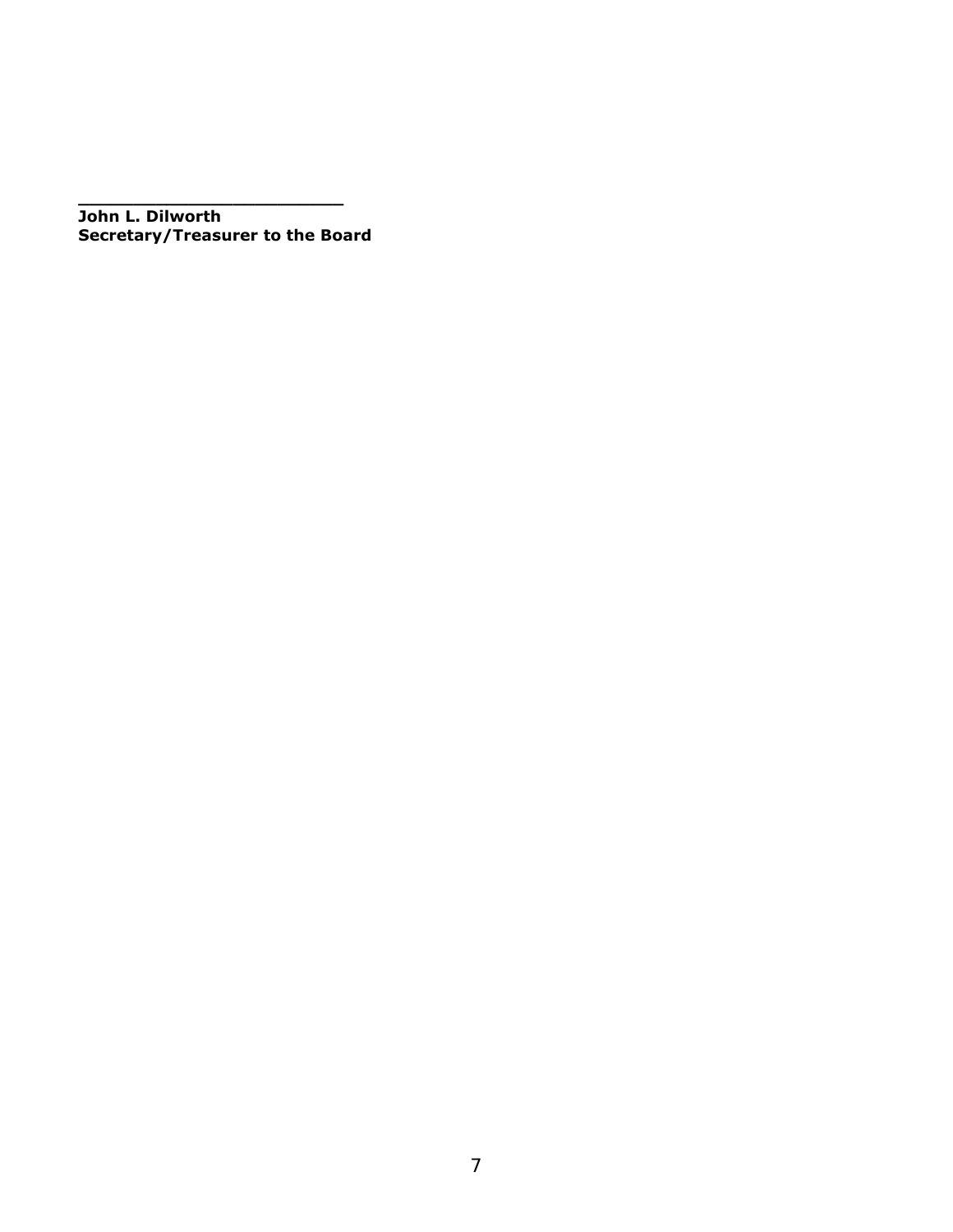**\_\_\_\_\_\_\_\_\_\_\_\_\_\_\_\_\_\_\_\_\_\_\_\_\_**
**John L. Dilworth**
**Secretary/Treasurer to the Board**